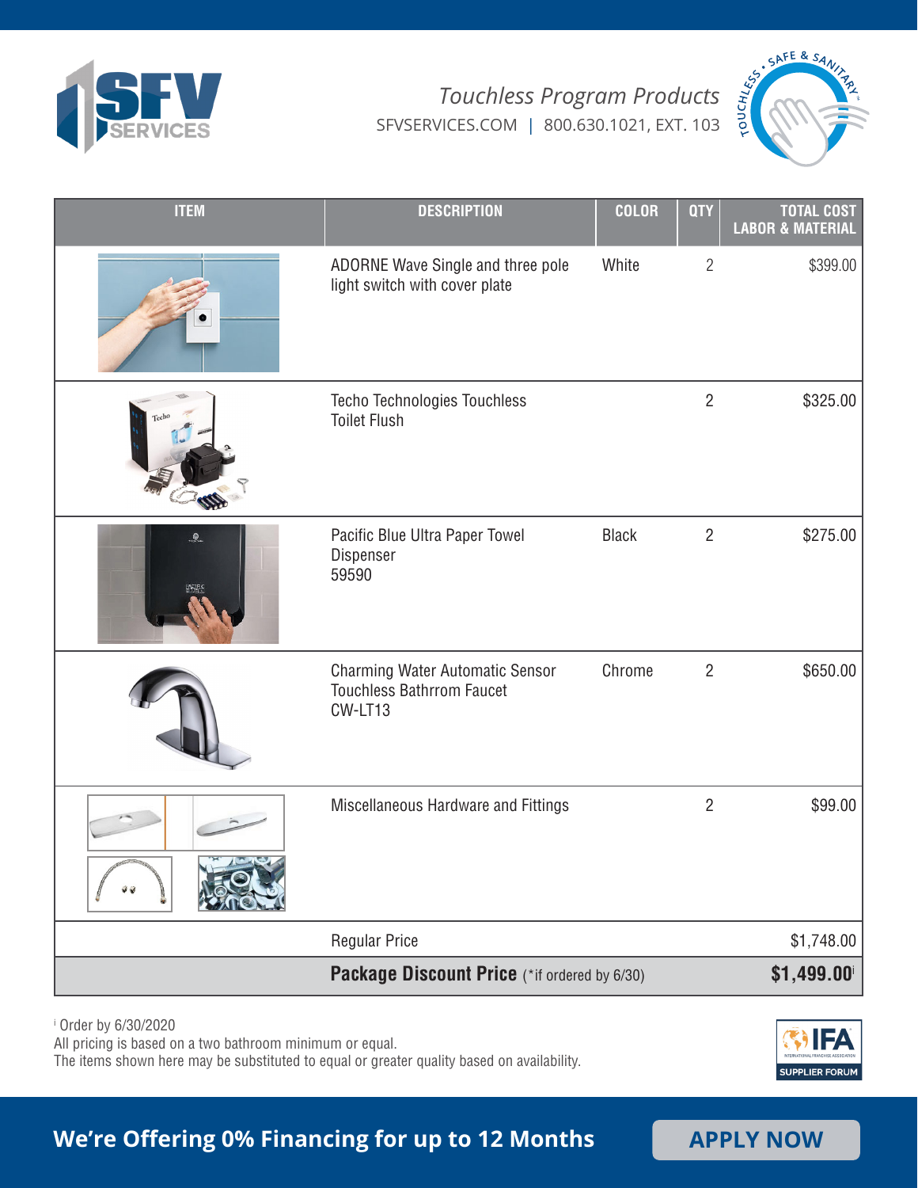# SFV SERVICES

*Touchless Program Products*

SFVSERVICES.COM | 800.630.1021, EXT. 103

| ITEM | DESCRIPTION | COLOR | QTY | TOTAL COST LABOR & MATERIAL |
|---|---|---|---|---|
| | ADORNE Wave Single and three pole light switch with cover plate | White | 2 | $399.00 |
| | Techo Technologies Touchless Toilet Flush | | 2 | $325.00 |
| | Pacific Blue Ultra Paper Towel Dispenser 59590 | Black | 2 | $275.00 |
| | Charming Water Automatic Sensor Touchless Bathrrom Faucet CW-LT13 | Chrome | 2 | $650.00 |
| | Miscellaneous Hardware and Fittings | | 2 | $99.00 |
| | Regular Price | | | $1,748.00 |
| | **Package Discount Price** (*if ordered by 6/30) | | | **$1,499.00**[i] |

[i] Order by 6/30/2020
All pricing is based on a two bathroom minimum or equal.
The items shown here may be substituted to equal or greater quality based on availability.

**We're Offering 0% Financing for up to 12 Months**

**APPLY NOW**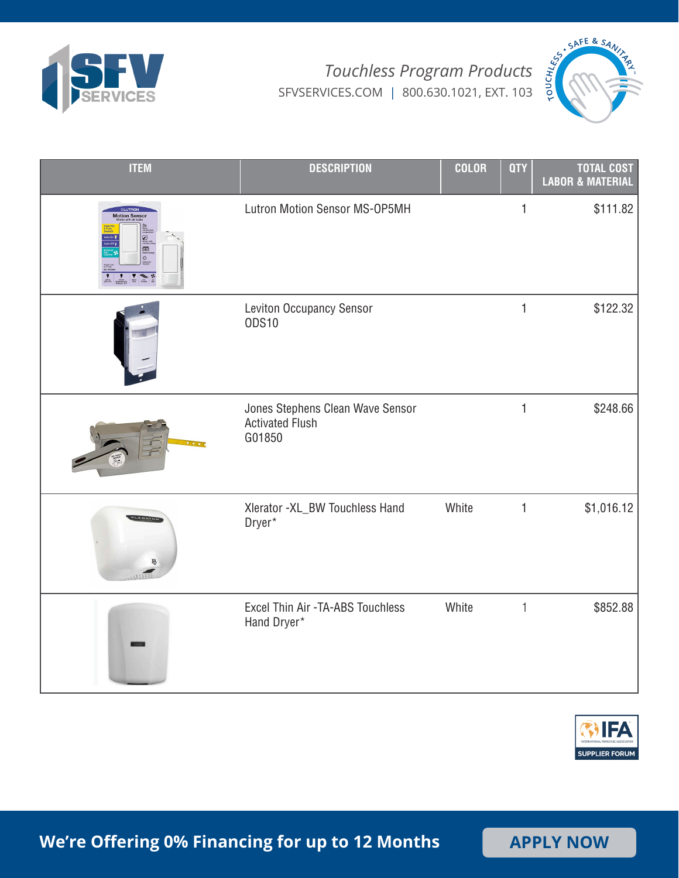# Touchless Program Products

SFVSERVICES.COM | 800.630.1021, EXT. 103

| ITEM | DESCRIPTION | COLOR | QTY | TOTAL COST LABOR & MATERIAL |
|---|---|---|---|---|
| | Lutron Motion Sensor MS-OP5MH | | 1 | $111.82 |
| | Leviton Occupancy Sensor ODS10 | | 1 | $122.32 |
| | Jones Stephens Clean Wave Sensor Activated Flush G01850 | | 1 | $248.66 |
| | Xlerator -XL_BW Touchless Hand Dryer* | White | 1 | $1,016.12 |
| | Excel Thin Air -TA-ABS Touchless Hand Dryer* | White | 1 | $852.88 |

**We're Offering 0% Financing for up to 12 Months**

**APPLY NOW**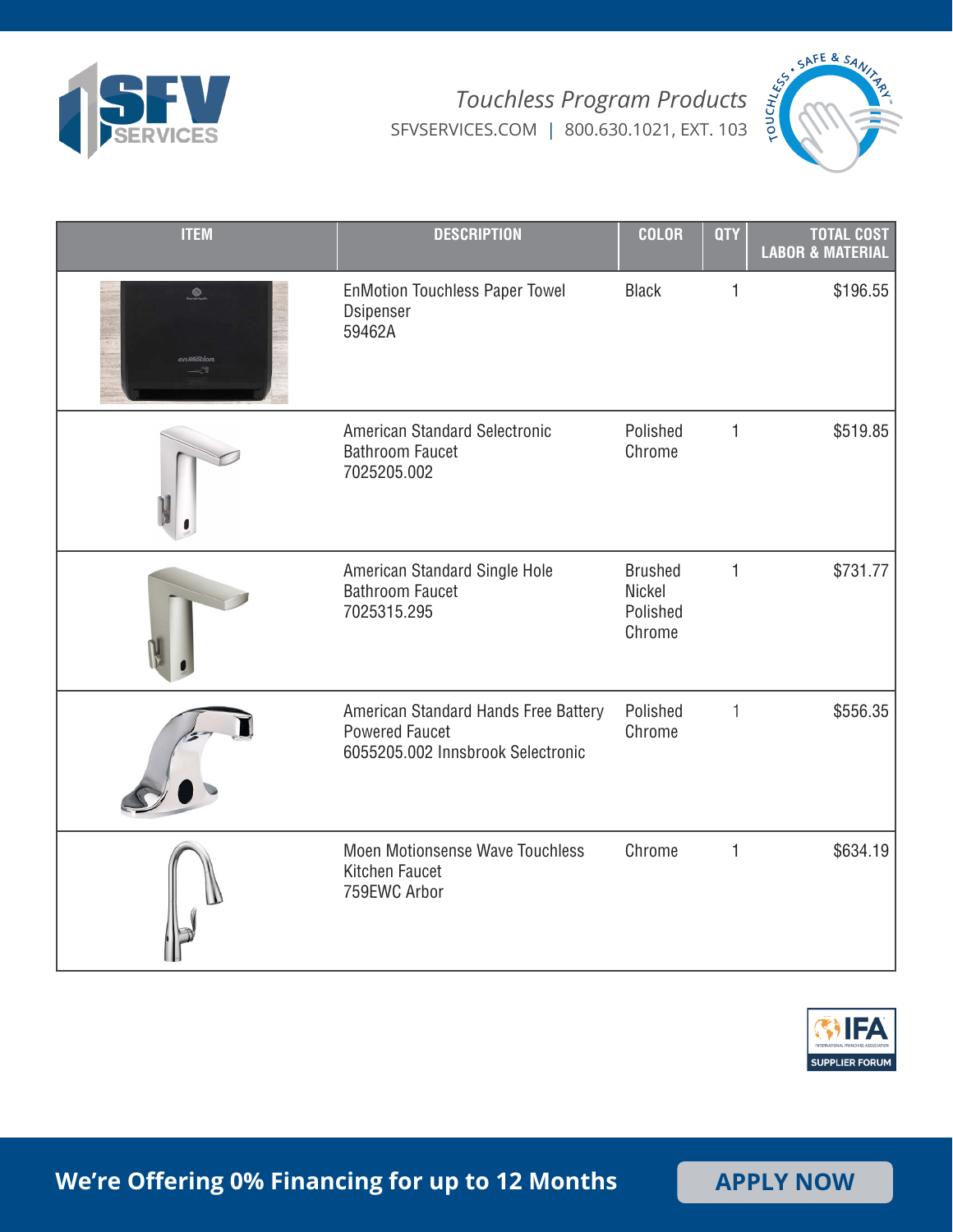*Touchless Program Products*

SFVSERVICES.COM | 800.630.1021, EXT. 103

| ITEM | DESCRIPTION | COLOR | QTY | TOTAL COST LABOR & MATERIAL |
|---|---|---|---|---|
| | EnMotion Touchless Paper Towel Dsipenser 59462A | Black | 1 | $196.55 |
| | American Standard Selectronic Bathroom Faucet 7025205.002 | Polished Chrome | 1 | $519.85 |
| | American Standard Single Hole Bathroom Faucet 7025315.295 | Brushed Nickel Polished Chrome | 1 | $731.77 |
| | American Standard Hands Free Battery Powered Faucet 6055205.002 Innsbrook Selectronic | Polished Chrome | 1 | $556.35 |
| | Moen Motionsense Wave Touchless Kitchen Faucet 759EWC Arbor | Chrome | 1 | $634.19 |

**We're Offering 0% Financing for up to 12 Months**

**APPLY NOW**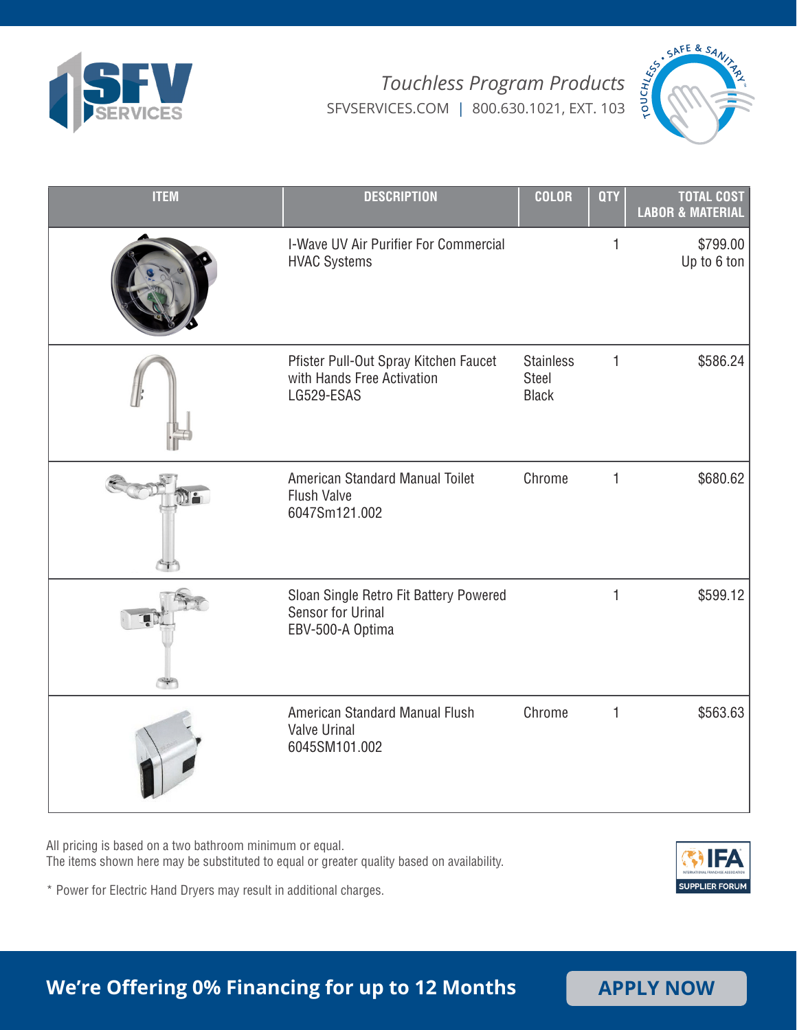SFV SERVICES

## *Touchless Program Products*

SFVSERVICES.COM | 800.630.1021, EXT. 103

TOUCHLESS • SAFE & SANITARY

| ITEM | DESCRIPTION | COLOR | QTY | TOTAL COST LABOR & MATERIAL |
|---|---|---|---|---|
| | I-Wave UV Air Purifier For Commercial HVAC Systems | | 1 | $799.00 Up to 6 ton |
| | Pfister Pull-Out Spray Kitchen Faucet with Hands Free Activation LG529-ESAS | Stainless Steel Black | 1 | $586.24 |
| | American Standard Manual Toilet Flush Valve 6047Sm121.002 | Chrome | 1 | $680.62 |
| | Sloan Single Retro Fit Battery Powered Sensor for Urinal EBV-500-A Optima | | 1 | $599.12 |
| | American Standard Manual Flush Valve Urinal 6045SM101.002 | Chrome | 1 | $563.63 |

All pricing is based on a two bathroom minimum or equal.
The items shown here may be substituted to equal or greater quality based on availability.

* Power for Electric Hand Dryers may result in additional charges.

IFA INTERNATIONAL FRANCHISE ASSOCIATION SUPPLIER FORUM

**We're Offering 0% Financing for up to 12 Months**

**APPLY NOW**